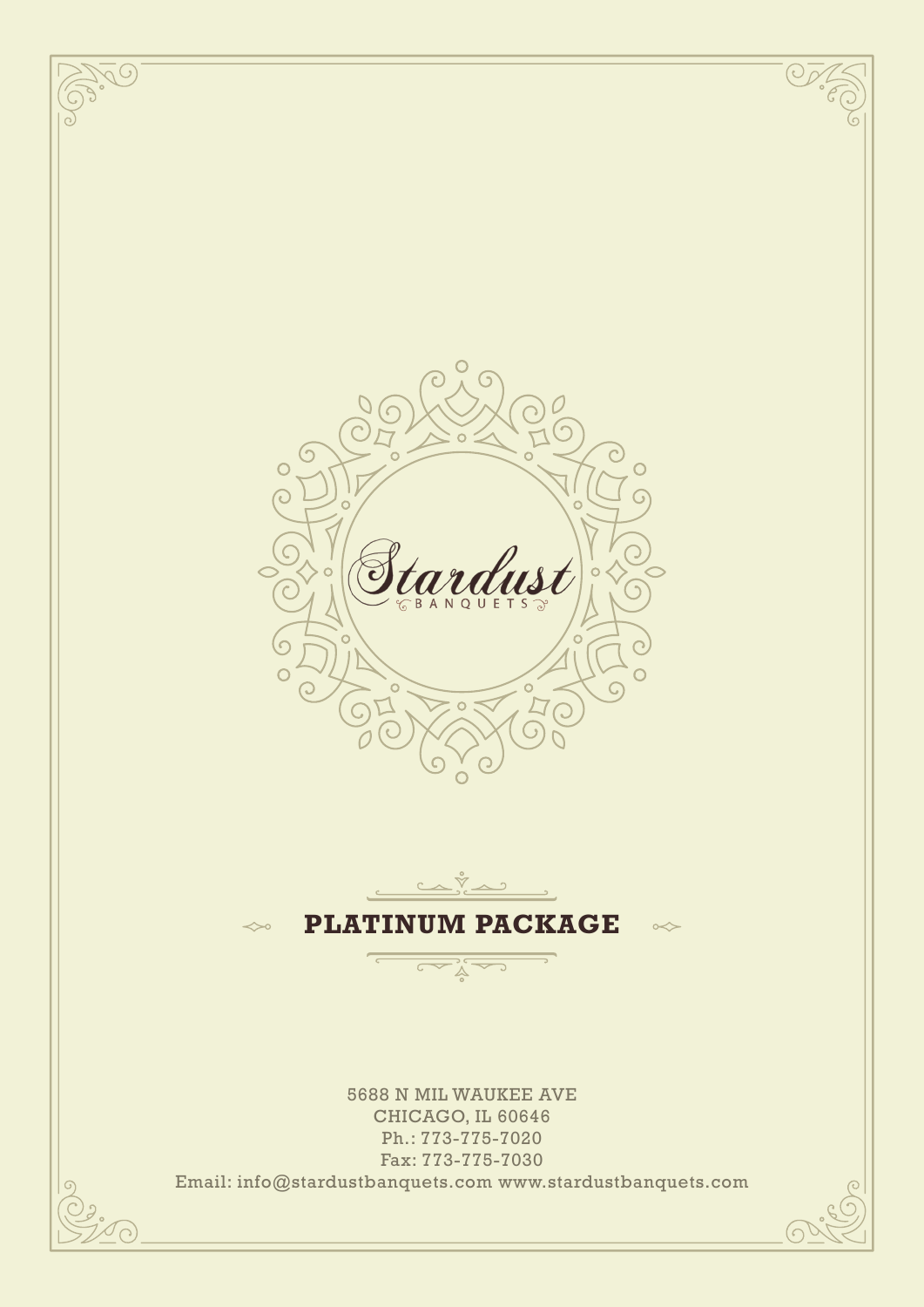Stardust

BANQUETS

# PLATINUM PACKAGE

5688 N MIL WAUKEE AVE
CHICAGO, IL 60646
Ph.: 773-775-7020
Fax: 773-775-7030
Email: info@stardustbanquets.com www.stardustbanquets.com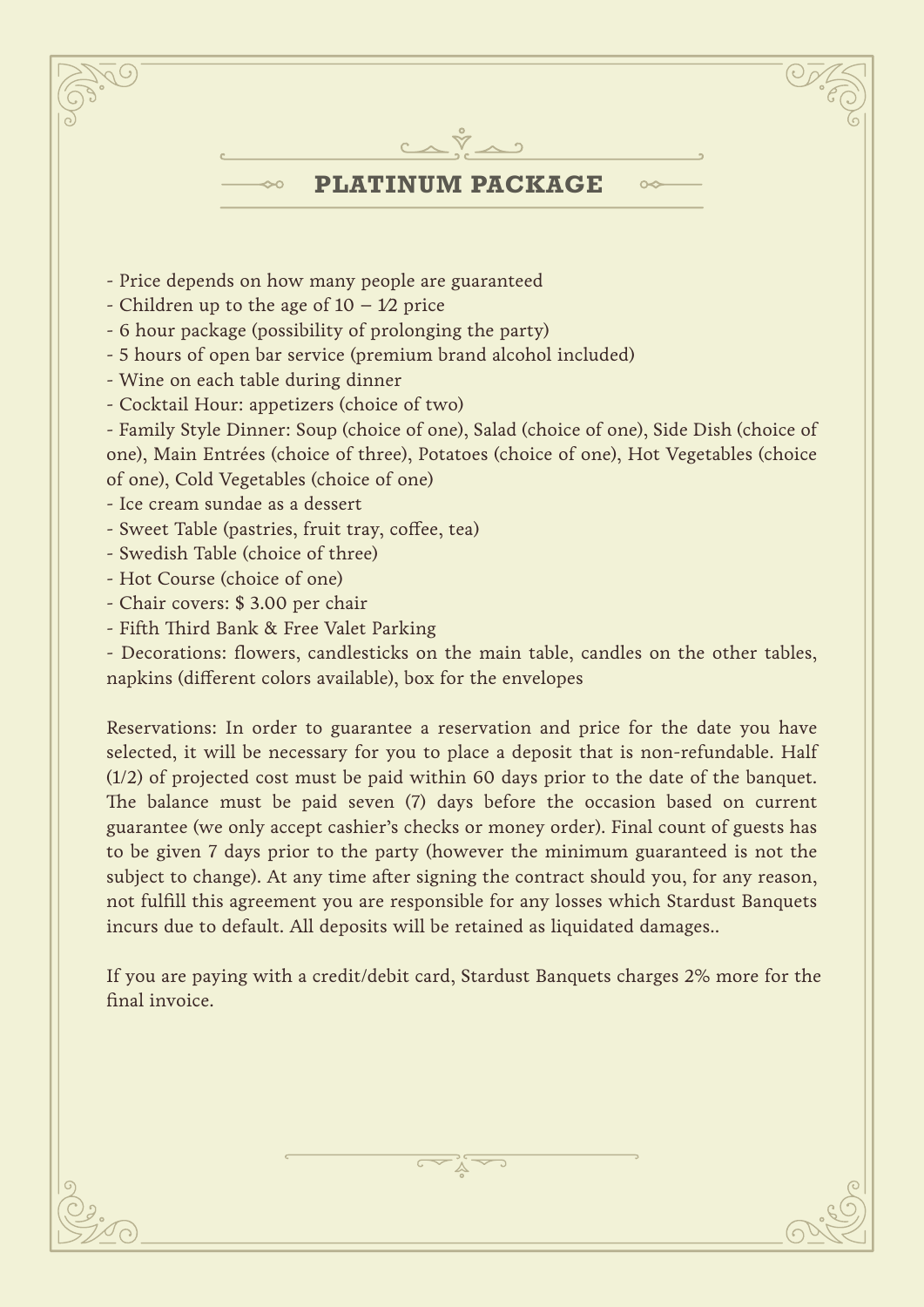## PLATINUM PACKAGE

- Price depends on how many people are guaranteed
- Children up to the age of 10 – 1/2 price
- 6 hour package (possibility of prolonging the party)
- 5 hours of open bar service (premium brand alcohol included)
- Wine on each table during dinner
- Cocktail Hour: appetizers (choice of two)
- Family Style Dinner: Soup (choice of one), Salad (choice of one), Side Dish (choice of one), Main Entrées (choice of three), Potatoes (choice of one), Hot Vegetables (choice of one), Cold Vegetables (choice of one)
- Ice cream sundae as a dessert
- Sweet Table (pastries, fruit tray, coffee, tea)
- Swedish Table (choice of three)
- Hot Course (choice of one)
- Chair covers: $ 3.00 per chair
- Fifth Third Bank & Free Valet Parking
- Decorations: flowers, candlesticks on the main table, candles on the other tables, napkins (different colors available), box for the envelopes

Reservations: In order to guarantee a reservation and price for the date you have selected, it will be necessary for you to place a deposit that is non-refundable. Half (1/2) of projected cost must be paid within 60 days prior to the date of the banquet. The balance must be paid seven (7) days before the occasion based on current guarantee (we only accept cashier's checks or money order). Final count of guests has to be given 7 days prior to the party (however the minimum guaranteed is not the subject to change). At any time after signing the contract should you, for any reason, not fulfill this agreement you are responsible for any losses which Stardust Banquets incurs due to default. All deposits will be retained as liquidated damages..

If you are paying with a credit/debit card, Stardust Banquets charges 2% more for the final invoice.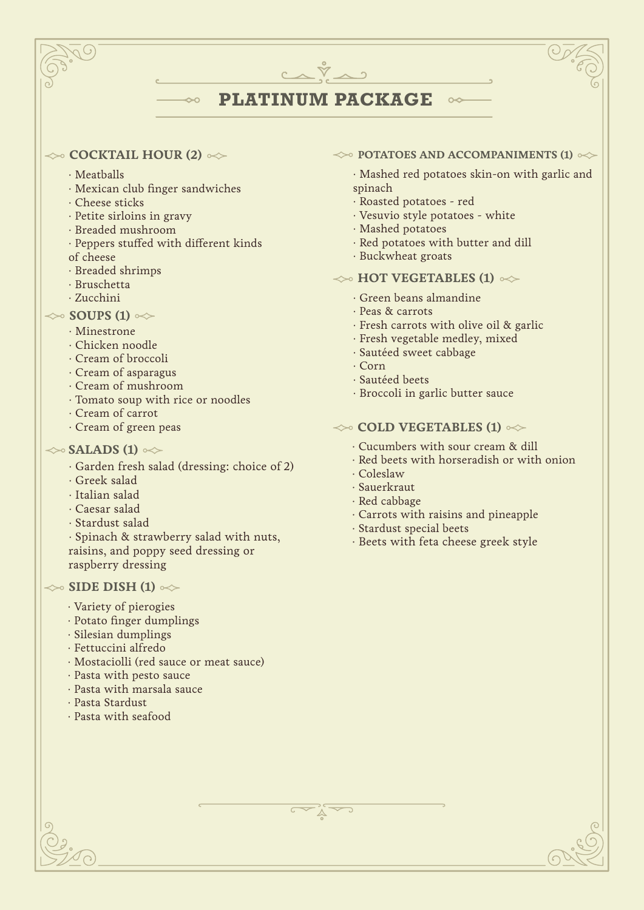# PLATINUM PACKAGE

## COCKTAIL HOUR (2)

- Meatballs
- Mexican club finger sandwiches
- Cheese sticks
- Petite sirloins in gravy
- Breaded mushroom
- Peppers stuffed with different kinds of cheese
- Breaded shrimps
- Bruschetta
- Zucchini

## SOUPS (1)

- Minestrone
- Chicken noodle
- Cream of broccoli
- Cream of asparagus
- Cream of mushroom
- Tomato soup with rice or noodles
- Cream of carrot
- Cream of green peas

## SALADS (1)

- Garden fresh salad (dressing: choice of 2)
- Greek salad
- Italian salad
- Caesar salad
- Stardust salad
- Spinach & strawberry salad with nuts, raisins, and poppy seed dressing or raspberry dressing

## SIDE DISH (1)

- Variety of pierogies
- Potato finger dumplings
- Silesian dumplings
- Fettuccini alfredo
- Mostaciolli (red sauce or meat sauce)
- Pasta with pesto sauce
- Pasta with marsala sauce
- Pasta Stardust
- Pasta with seafood

## POTATOES AND ACCOMPANIMENTS (1)

- Mashed red potatoes skin-on with garlic and spinach
- Roasted potatoes - red
- Vesuvio style potatoes - white
- Mashed potatoes
- Red potatoes with butter and dill
- Buckwheat groats

## HOT VEGETABLES (1)

- Green beans almandine
- Peas & carrots
- Fresh carrots with olive oil & garlic
- Fresh vegetable medley, mixed
- Sautéed sweet cabbage
- Corn
- Sautéed beets
- Broccoli in garlic butter sauce

## COLD VEGETABLES (1)

- Cucumbers with sour cream & dill
- Red beets with horseradish or with onion
- Coleslaw
- Sauerkraut
- Red cabbage
- Carrots with raisins and pineapple
- Stardust special beets
- Beets with feta cheese greek style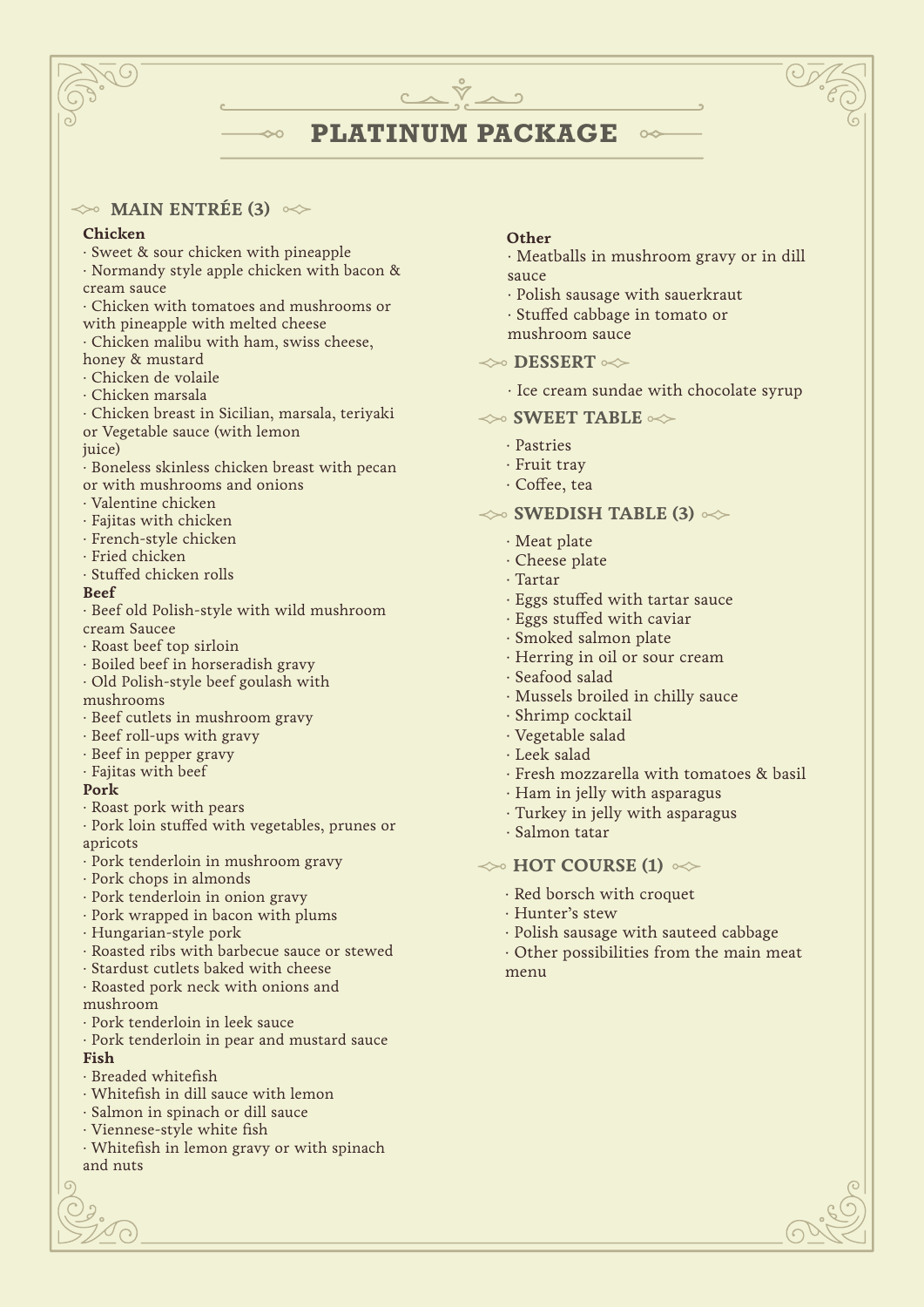# PLATINUM PACKAGE

## MAIN ENTRÉE (3)

**Chicken**

- Sweet & sour chicken with pineapple
- Normandy style apple chicken with bacon & cream sauce
- Chicken with tomatoes and mushrooms or with pineapple with melted cheese
- Chicken malibu with ham, swiss cheese, honey & mustard
- Chicken de volaile
- Chicken marsala
- Chicken breast in Sicilian, marsala, teriyaki or Vegetable sauce (with lemon juice)
- Boneless skinless chicken breast with pecan or with mushrooms and onions
- Valentine chicken
- Fajitas with chicken
- French-style chicken
- Fried chicken
- Stuffed chicken rolls

**Beef**

- Beef old Polish-style with wild mushroom cream Saucee
- Roast beef top sirloin
- Boiled beef in horseradish gravy
- Old Polish-style beef goulash with mushrooms
- Beef cutlets in mushroom gravy
- Beef roll-ups with gravy
- Beef in pepper gravy
- Fajitas with beef

**Pork**

- Roast pork with pears
- Pork loin stuffed with vegetables, prunes or apricots
- Pork tenderloin in mushroom gravy
- Pork chops in almonds
- Pork tenderloin in onion gravy
- Pork wrapped in bacon with plums
- Hungarian-style pork
- Roasted ribs with barbecue sauce or stewed
- Stardust cutlets baked with cheese
- Roasted pork neck with onions and mushroom
- Pork tenderloin in leek sauce
- Pork tenderloin in pear and mustard sauce

**Fish**

- Breaded whitefish
- Whitefish in dill sauce with lemon
- Salmon in spinach or dill sauce
- Viennese-style white fish
- Whitefish in lemon gravy or with spinach and nuts

**Other**

- Meatballs in mushroom gravy or in dill sauce
- Polish sausage with sauerkraut
- Stuffed cabbage in tomato or mushroom sauce

## DESSERT

- Ice cream sundae with chocolate syrup

## SWEET TABLE

- Pastries
- Fruit tray
- Coffee, tea

## SWEDISH TABLE (3)

- Meat plate
- Cheese plate
- Tartar
- Eggs stuffed with tartar sauce
- Eggs stuffed with caviar
- Smoked salmon plate
- Herring in oil or sour cream
- Seafood salad
- Mussels broiled in chilly sauce
- Shrimp cocktail
- Vegetable salad
- Leek salad
- Fresh mozzarella with tomatoes & basil
- Ham in jelly with asparagus
- Turkey in jelly with asparagus
- Salmon tatar

## HOT COURSE (1)

- Red borsch with croquet
- Hunter's stew
- Polish sausage with sauteed cabbage
- Other possibilities from the main meat menu